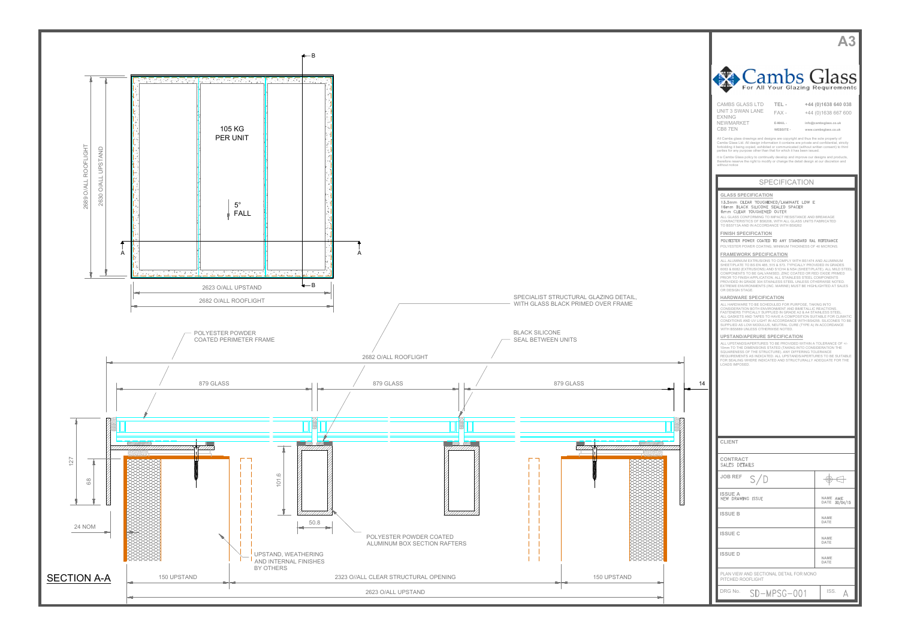A3

# Cambs Glass

For All Your Glazing Requirements

CAMBS GLASS LTD
UNIT 3 SWAN LANE
EXNING
NEWMARKET
CB8 7EN

TEL - +44 (0)1638 640 038
FAX - +44 (0)1638 667 600
E-MAIL - info@cambsglass.co.uk
WEBSITE - www.cambsglass.co.uk

All Cambs glass drawings and designs are copyright and thus the sole property of Cambs Glass Ltd. All design information it contains are private and confidential, strictly forbidding it being copied, exhibited or communicated (without written consent) to third parties for any purpose other than that for which it has been issued.

It is Cambs Glass policy to continually develop and improve our designs and products, therefore reserve the right to modify or change the detail design at our discretion and without notice.

## SPECIFICATION

### GLASS SPECIFICATION

13.5mm CLEAR TOUGHENED/LAMINATE LOW E
16mm BLACK SILICONE SEALED SPACER
6mm CLEAR TOUGHENED OUTER

ALL GLASS CONFORMING TO IMPACT RESISTANCE AND BREAKAGE CHARACTERISTICS OF BS6206, WITH ALL GLASS UNITS FABRICATED TO BS5713A AND IN ACCORDANCE WITH BS6262

### FINISH SPECIFICATION

POLYESTER POWER COATED TO ANY STANDARD RAL REFERANCE
POLYESTER POWER COATING, MINIMUM THICKNESS OF 40 MICRONS.

### FRAMEWORK SPECIFICATION

ALL ALUMINIUM EXTRUSIONS TO COMPLY WITH BS1474 AND ALUMINIUM SHEET/PLATE TO BS EN 485, 515 & 573. TYPICALLY PROVIDED IN GRADES 6063 & 6082 (EXTRUSIONS) AND S1CH4 & NS4 (SHEET/PLATE). ALL MILD STEEL COMPONENTS TO BE GALVANISED, ZINC COATED OR RED OXIDE PRIMED PRIOR TO FINISH APPLICATION. ALL STAINLESS STEEL COMPONENTS PROVIDED IN GRADE 304 STAINLESS STEEL UNLESS OTHERWISE NOTED. EXTREME ENVIRONMENTS (INC. MARINE) MUST BE HIGHLIGHTED AT SALES OR DESIGN STAGE.

### HARDWARE SPECIFICATION

ALL HARDWARE TO BE SCHEDULED FOR PURPOSE, TAKING INTO CONSIDERATION BOTH ENVIRONMENT AND BIMETALLIC REACTIONS. FASTENERS TYPICALLY SUPPLIED IN GRADE A2 & A4 STAINLESS STEEL. ALL GASKETS AND TAPES TO HAVE A COMPOSITION SUITABLE FOR CLIMATIC CONDITIONS AND UV LIGHT IN ACCORDANCE WITH BS4255. SILICONES TO BE SUPPLIED AS LOW MODULUS, NEUTRAL CURE (TYPE A) IN ACCORDANCE WITH BS5889 UNLESS OTHERWISE NOTED.

### UPSTAND/APERURE SPECIFICATION

ALL UPSTANDS/APERTURES TO BE PROVIDED WITHIN A TOLERANCE OF +-10mm TO THE DIMENSIONS STATED (TAKING INTO CONSIDERATION THE SQUARENESS OF THE STRUCTURE). ANY DIFFERING TOLERANCE REQUIREMENTS AS INDICATED. ALL UPSTANDS/APERTURES TO BE SUITABLE FOR SEALING WHERE INDICATED AND STRUCTURALLY ADEQUATE FOR THE LOADS IMPOSED.

| | |
|---|---|
| CLIENT | |
| CONTRACT | SALES DETAILS |
| JOB REF | S/D |
| ISSUE A — NEW DRAWING ISSUE | NAME AME, DATE 30/04/15 |
| ISSUE B | NAME, DATE |
| ISSUE C | NAME, DATE |
| ISSUE D | NAME, DATE |

PLAN VIEW AND SECTIONAL DETAIL FOR MONO PITCHED ROOFLIGHT

DRG No. SD-MPSG-001 — ISS. A

---

### Plan view

105 KG PER UNIT

5° FALL

2689 O/ALL ROOFLIGHT; 2630 O/ALL UPSTAND; 2623 O/ALL UPSTAND; 2682 O/ALL ROOFLIGHT

### SECTION A-A

- SPECIALIST STRUCTURAL GLAZING DETAIL, WITH GLASS BLACK PRIMED OVER FRAME
- POLYESTER POWDER COATED PERIMETER FRAME
- BLACK SILICONE SEAL BETWEEN UNITS
- POLYESTER POWDER COATED ALUMINUM BOX SECTION RAFTERS
- UPSTAND, WEATHERING AND INTERNAL FINISHES BY OTHERS

Dimensions: 2682 O/ALL ROOFLIGHT; 879 GLASS; 879 GLASS; 879 GLASS; 14; 127; 68; 24 NOM; 101.6; 50.8; 150 UPSTAND; 2323 O//ALL CLEAR STRUCTURAL OPENING; 150 UPSTAND; 2623 O/ALL UPSTAND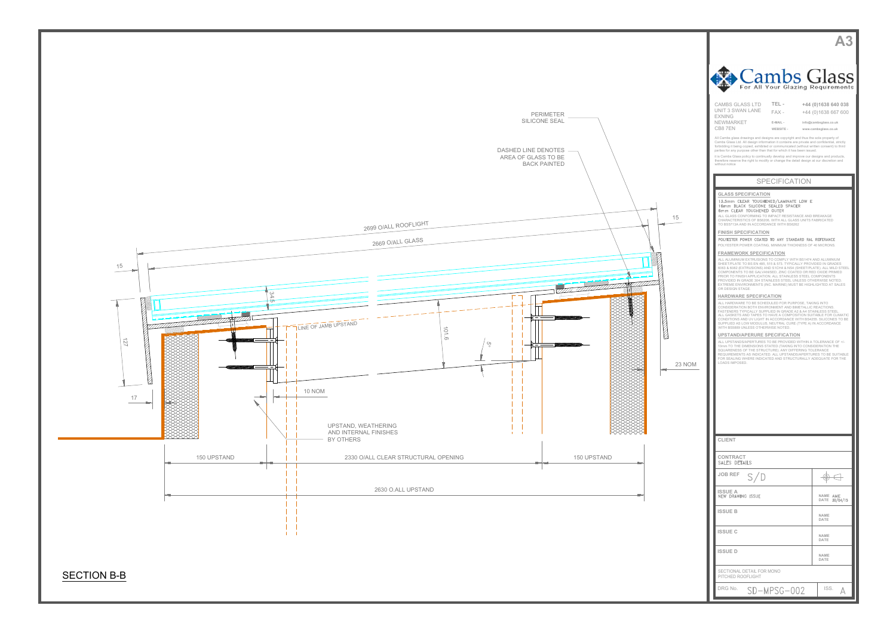PERIMETER SILICONE SEAL

DASHED LINE DENOTES AREA OF GLASS TO BE BACK PAINTED

2699 O/ALL ROOFLIGHT

2669 O/ALL GLASS

15

15

34.5

127

LINE OF JAMB UPSTAND

101.6

5°

23 NOM

17

10 NOM

UPSTAND, WEATHERING AND INTERNAL FINISHES BY OTHERS

150 UPSTAND

2330 O/ALL CLEAR STRUCTURAL OPENING

150 UPSTAND

2630 O.ALL UPSTAND

## SECTION B-B

A3

**Cambs Glass**
For All Your Glazing Requirements

CAMBS GLASS LTD
UNIT 3 SWAN LANE
EXNING
NEWMARKET
CB8 7EN

TEL - +44 (0)1638 640 038
FAX - +44 (0)1638 667 600
E-MAIL - info@cambsglass.co.uk
WEBSITE - www.cambsglass.co.uk

All Cambs glass drawings and designs are copyright and thus the sole property of Cambs Glass Ltd. All design information it contains are private and confidential, strictly forbidding it being copied, exhibited or communicated (without written consent) to third parties for any purpose other than that for which it has been issued.

It is Cambs Glass policy to continually develop and improve our designs and products, therefore reserve the right to modify or change the detail design at our discretion and without notice.

## SPECIFICATION

**GLASS SPECIFICATION**

13.5mm CLEAR TOUGHENED/LAMINATE LOW E
16mm BLACK SILICONE SEALED SPACER
8mm CLEAR TOUGHENED OUTER

ALL GLASS CONFORMING TO IMPACT RESISTANCE AND BREAKAGE CHARACTERISTICS OF BS6206, WITH ALL GLASS UNITS FABRICATED TO BS5713A AND IN ACCORDANCE WITH BS6262

**FINISH SPECIFICATION**

POLYESTER POWER COATED TO ANY STANDARD RAL REFERANCE
POLYESTER POWER COATING, MINIMUM THICKNESS OF 40 MICRONS.

**FRAMEWORK SPECIFICATION**

ALL ALUMINIUM EXTRUSIONS TO COMPLY WITH BS1474 AND ALUMINIUM SHEET/PLATE TO BS EN 485, 515 & 573. TYPICALLY PROVIDED IN GRADES 6063 & 6082 (EXTRUSIONS) AND 5 1C/H4 & NS4 (SHEET/PLATE). ALL MILD STEEL COMPONENTS TO BE GALVANISED, ZINC COATED OR RED OXIDE PRIMED PRIOR TO FINISH APPLICATION. ALL STAINLESS STEEL COMPONENTS PROVIDED IN GRADE 304 STAINLESS STEEL UNLESS OTHERWISE NOTED. EXTREME ENVIRONMENTS (INC. MARINE) MUST BE HIGHLIGHTED AT SALES OR DESIGN STAGE.

**HARDWARE SPECIFICATION**

ALL HARDWARE TO BE SCHEDULED FOR PURPOSE, TAKING INTO CONSIDERATION BOTH ENVIRONMENT AND BIMETALLIC REACTIONS. FASTENERS TYPICALLY SUPPLIED IN GRADE A2 & A4 STAINLESS STEEL. ALL GASKETS AND TAPES TO HAVE A COMPOSITION SUITABLE FOR CLIMATIC CONDITIONS AND UV LIGHT IN ACCORDANCE WITH BS4255. SILICONES TO BE SUPPLIED AS LOW MODULUS, NEUTRAL CURE (TYPE A) IN ACCORDANCE WITH BS5889 UNLESS OTHERWISE NOTED.

**UPSTAND/APERURE SPECIFICATION**

ALL UPSTANDS/APERTURES TO BE PROVIDED WITHIN A TOLERANCE OF +/- 10mm TO THE DIMENSIONS STATED (TAKING INTO CONSIDERATION THE SQUARENESS OF THE STRUCTURE). ANY DIFFERING TOLERANCE REQUIREMENTS AS INDICATED. ALL UPSTANDS/APERTURES TO BE SUITABLE FOR SEALING WHERE INDICATED AND STRUCTURALLY ADEQUATE FOR THE LOADS IMPOSED.

CLIENT

CONTRACT
SALES DETAILS

JOB REF S/D

ISSUE A
NEW DRAWING ISSUE
NAME AME
DATE 30/04/15

ISSUE B
NAME
DATE

ISSUE C
NAME
DATE

ISSUE D
NAME
DATE

SECTIONAL DETAIL FOR MONO PITCHED ROOFLIGHT

DRG No. SD-MPSG-002 ISS. A